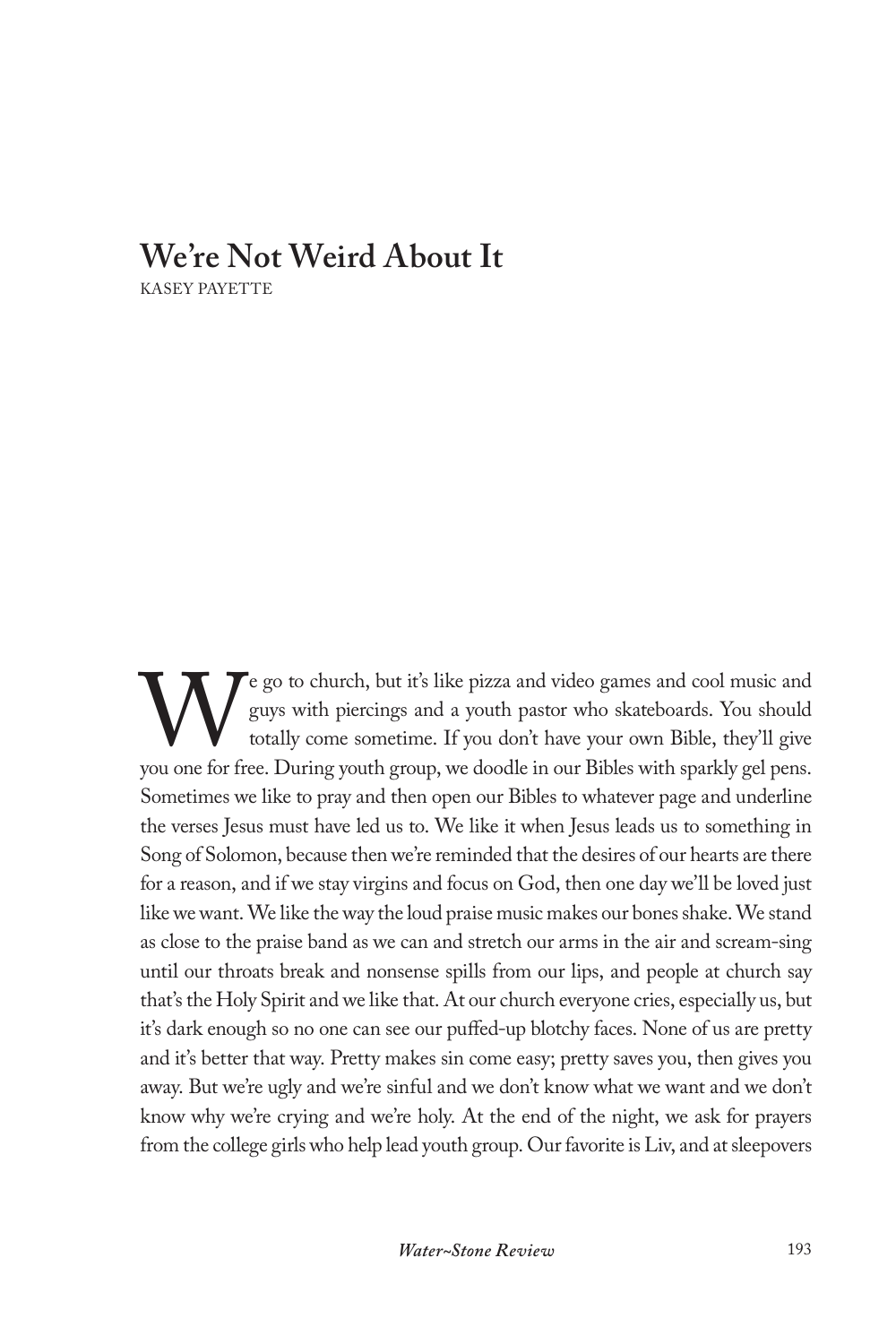# We're Not Weird About It

KASEY PAYETTE

We go to church, but it's like pizza and video games and cool music and guys with piercings and a youth pastor who skateboards. You should totally come sometime. If you don't have your own Bible, they'll give you one for free. During youth group, we doodle in our Bibles with sparkly gel pens. Sometimes we like to pray and then open our Bibles to whatever page and underline the verses Jesus must have led us to. We like it when Jesus leads us to something in Song of Solomon, because then we're reminded that the desires of our hearts are there for a reason, and if we stay virgins and focus on God, then one day we'll be loved just like we want. We like the way the loud praise music makes our bones shake. We stand as close to the praise band as we can and stretch our arms in the air and scream-sing until our throats break and nonsense spills from our lips, and people at church say that's the Holy Spirit and we like that. At our church everyone cries, especially us, but it's dark enough so no one can see our puffed-up blotchy faces. None of us are pretty and it's better that way. Pretty makes sin come easy; pretty saves you, then gives you away. But we're ugly and we're sinful and we don't know what we want and we don't know why we're crying and we're holy. At the end of the night, we ask for prayers from the college girls who help lead youth group. Our favorite is Liv, and at sleepovers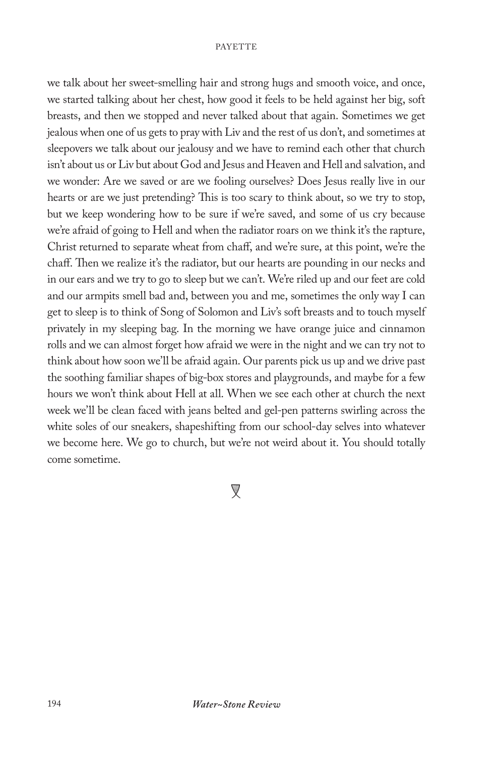we talk about her sweet-smelling hair and strong hugs and smooth voice, and once, we started talking about her chest, how good it feels to be held against her big, soft breasts, and then we stopped and never talked about that again. Sometimes we get jealous when one of us gets to pray with Liv and the rest of us don't, and sometimes at sleepovers we talk about our jealousy and we have to remind each other that church isn't about us or Liv but about God and Jesus and Heaven and Hell and salvation, and we wonder: Are we saved or are we fooling ourselves? Does Jesus really live in our hearts or are we just pretending? This is too scary to think about, so we try to stop, but we keep wondering how to be sure if we're saved, and some of us cry because we're afraid of going to Hell and when the radiator roars on we think it's the rapture, Christ returned to separate wheat from chaff, and we're sure, at this point, we're the chaff. Then we realize it's the radiator, but our hearts are pounding in our necks and in our ears and we try to go to sleep but we can't. We're riled up and our feet are cold and our armpits smell bad and, between you and me, sometimes the only way I can get to sleep is to think of Song of Solomon and Liv's soft breasts and to touch myself privately in my sleeping bag. In the morning we have orange juice and cinnamon rolls and we can almost forget how afraid we were in the night and we can try not to think about how soon we'll be afraid again. Our parents pick us up and we drive past the soothing familiar shapes of big-box stores and playgrounds, and maybe for a few hours we won't think about Hell at all. When we see each other at church the next week we'll be clean faced with jeans belted and gel-pen patterns swirling across the white soles of our sneakers, shapeshifting from our school-day selves into whatever we become here. We go to church, but we're not weird about it. You should totally come sometime.